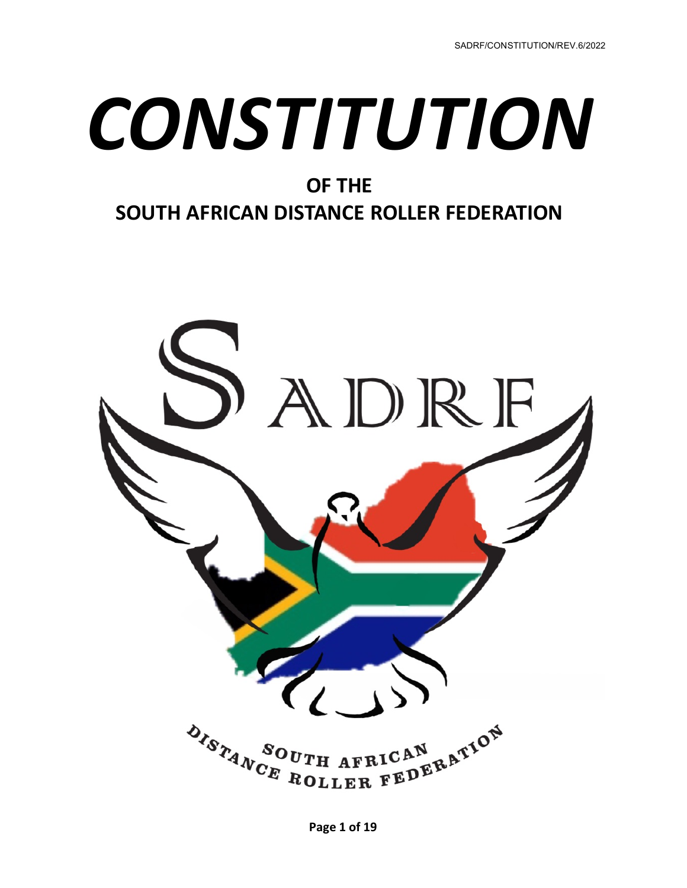# CONSTITUTION

## OF THE
## SOUTH AFRICAN DISTANCE ROLLER FEDERATION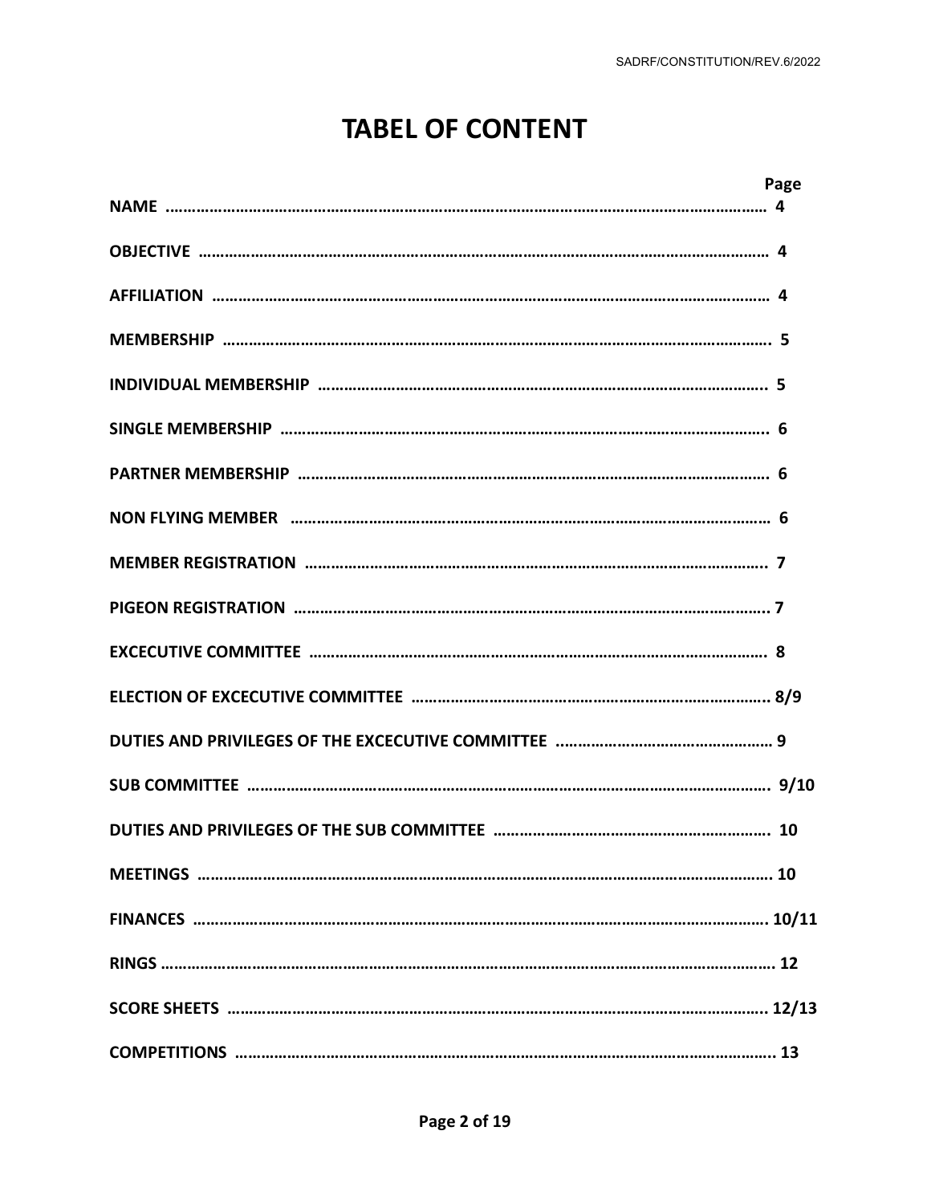# TABEL OF CONTENT

| | Page |
|---|---|
| **NAME** | **4** |
| **OBJECTIVE** | **4** |
| **AFFILIATION** | **4** |
| **MEMBERSHIP** | **5** |
| **INDIVIDUAL MEMBERSHIP** | **5** |
| **SINGLE MEMBERSHIP** | **6** |
| **PARTNER MEMBERSHIP** | **6** |
| **NON FLYING MEMBER** | **6** |
| **MEMBER REGISTRATION** | **7** |
| **PIGEON REGISTRATION** | **7** |
| **EXCECUTIVE COMMITTEE** | **8** |
| **ELECTION OF EXCECUTIVE COMMITTEE** | **8/9** |
| **DUTIES AND PRIVILEGES OF THE EXCECUTIVE COMMITTEE** | **9** |
| **SUB COMMITTEE** | **9/10** |
| **DUTIES AND PRIVILEGES OF THE SUB COMMITTEE** | **10** |
| **MEETINGS** | **10** |
| **FINANCES** | **10/11** |
| **RINGS** | **12** |
| **SCORE SHEETS** | **12/13** |
| **COMPETITIONS** | **13** |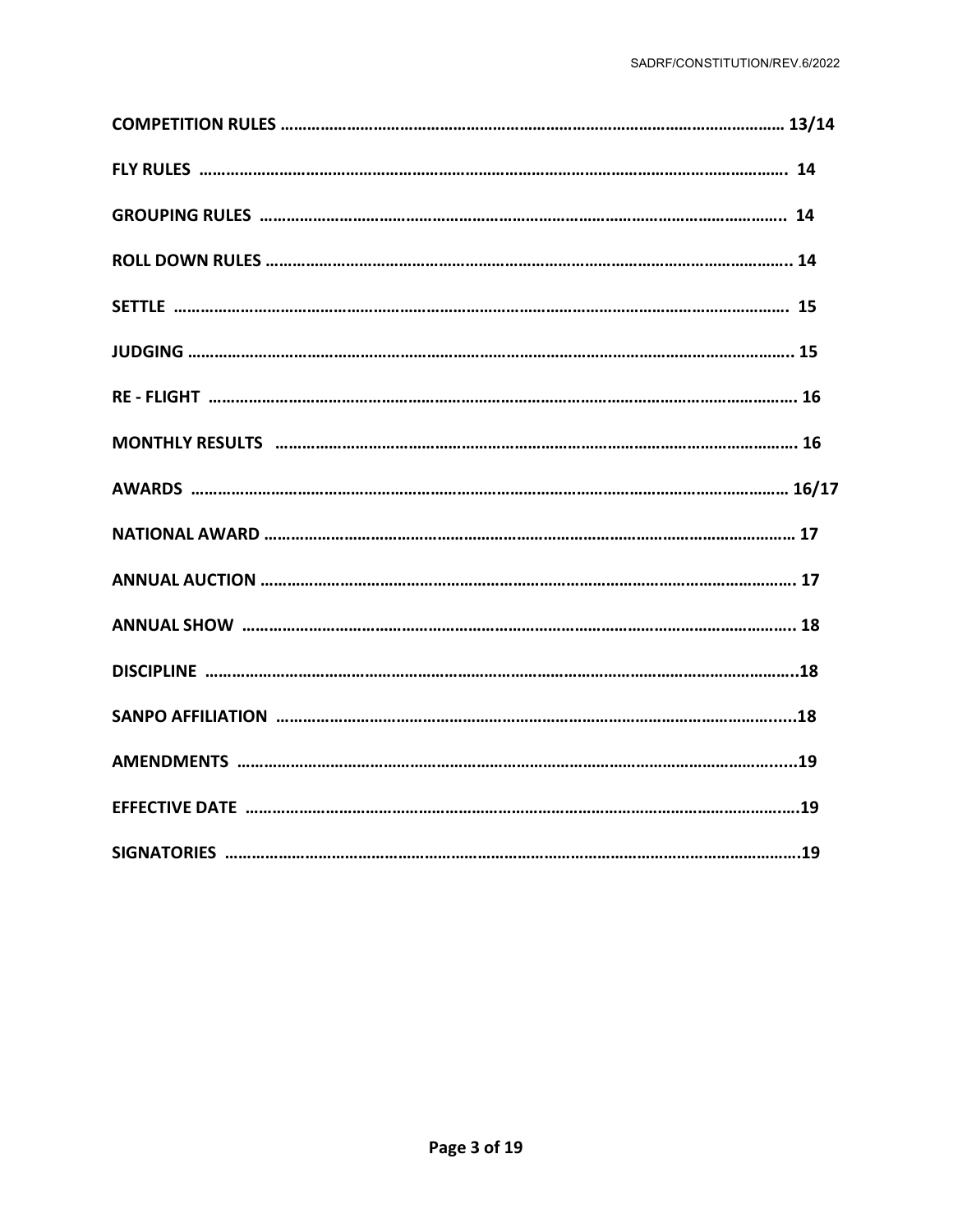**COMPETITION RULES ……………………………………………………………………………………………… 13/14**

**FLY RULES ………………………………………………………………………………………………………………. 14**

**GROUPING RULES ………………………………………………………………………………………………….. 14**

**ROLL DOWN RULES ………………………………………………………………………………………………….. 14**

**SETTLE ……………………………………………………………………………………………………………………. 15**

**JUDGING …………………………………………………………………………………………………………………. 15**

**RE - FLIGHT ……………………………………………………………………………………………………………… 16**

**MONTHLY RESULTS ……………………………………………………………………………………………… 16**

**AWARDS ……………………………………………………………………………………………………………… 16/17**

**NATIONAL AWARD ………………………………………………………………………………………………… 17**

**ANNUAL AUCTION ………………………………………………………………………………………………….. 17**

**ANNUAL SHOW …………………………………………………………………………………………………….. 18**

**DISCIPLINE ……………………………………………………………………………………………………………..18**

**SANPO AFFILIATION ……………………………………………………………………………………………......18**

**AMENDMENTS …………………………………………………………………………………………………….....19**

**EFFECTIVE DATE ……………………………………………………………………………………………………….19**

**SIGNATORIES …………………………………………………………………………………………………………….19**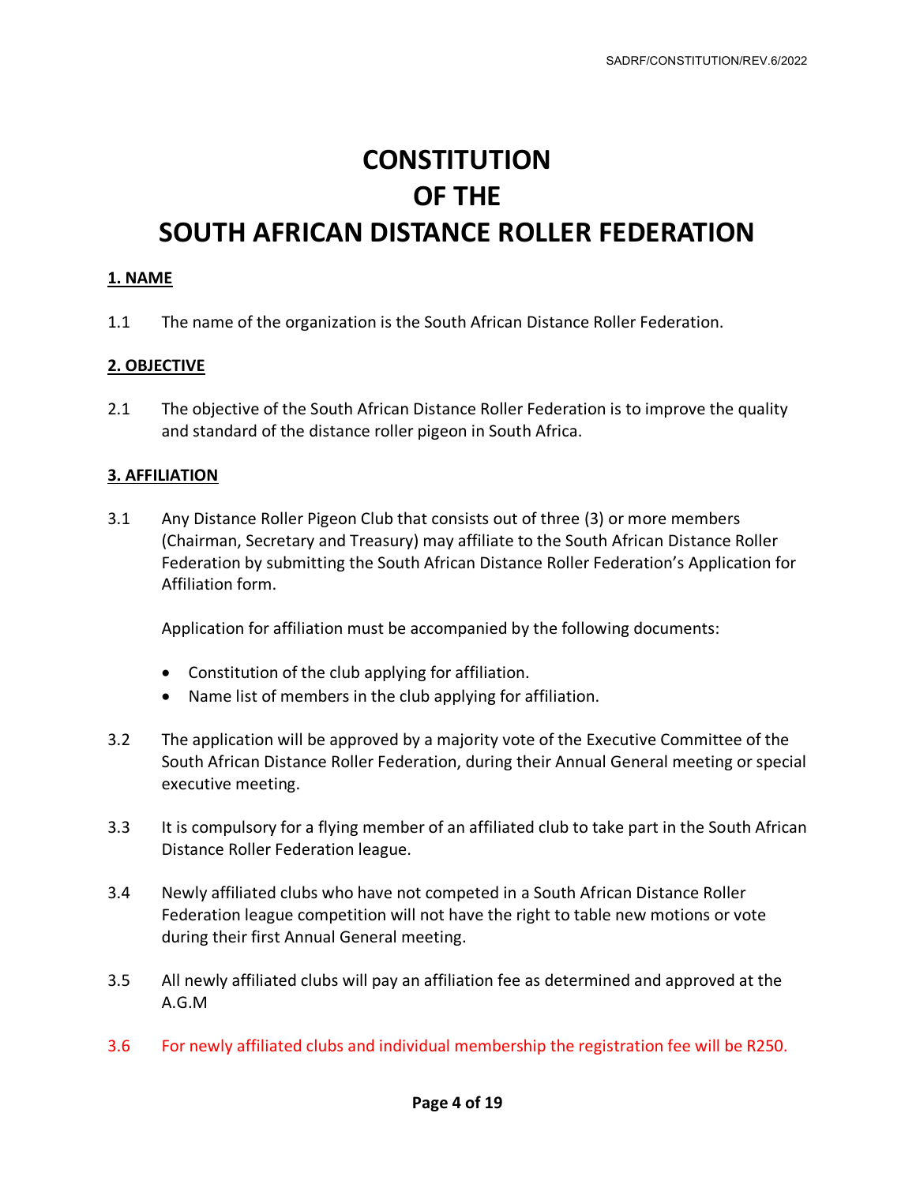# CONSTITUTION OF THE SOUTH AFRICAN DISTANCE ROLLER FEDERATION

## 1. NAME

1.1 The name of the organization is the South African Distance Roller Federation.

## 2. OBJECTIVE

2.1 The objective of the South African Distance Roller Federation is to improve the quality and standard of the distance roller pigeon in South Africa.

## 3. AFFILIATION

3.1 Any Distance Roller Pigeon Club that consists out of three (3) or more members (Chairman, Secretary and Treasury) may affiliate to the South African Distance Roller Federation by submitting the South African Distance Roller Federation's Application for Affiliation form.

Application for affiliation must be accompanied by the following documents:

- Constitution of the club applying for affiliation.
- Name list of members in the club applying for affiliation.

3.2 The application will be approved by a majority vote of the Executive Committee of the South African Distance Roller Federation, during their Annual General meeting or special executive meeting.

3.3 It is compulsory for a flying member of an affiliated club to take part in the South African Distance Roller Federation league.

3.4 Newly affiliated clubs who have not competed in a South African Distance Roller Federation league competition will not have the right to table new motions or vote during their first Annual General meeting.

3.5 All newly affiliated clubs will pay an affiliation fee as determined and approved at the A.G.M

3.6 For newly affiliated clubs and individual membership the registration fee will be R250.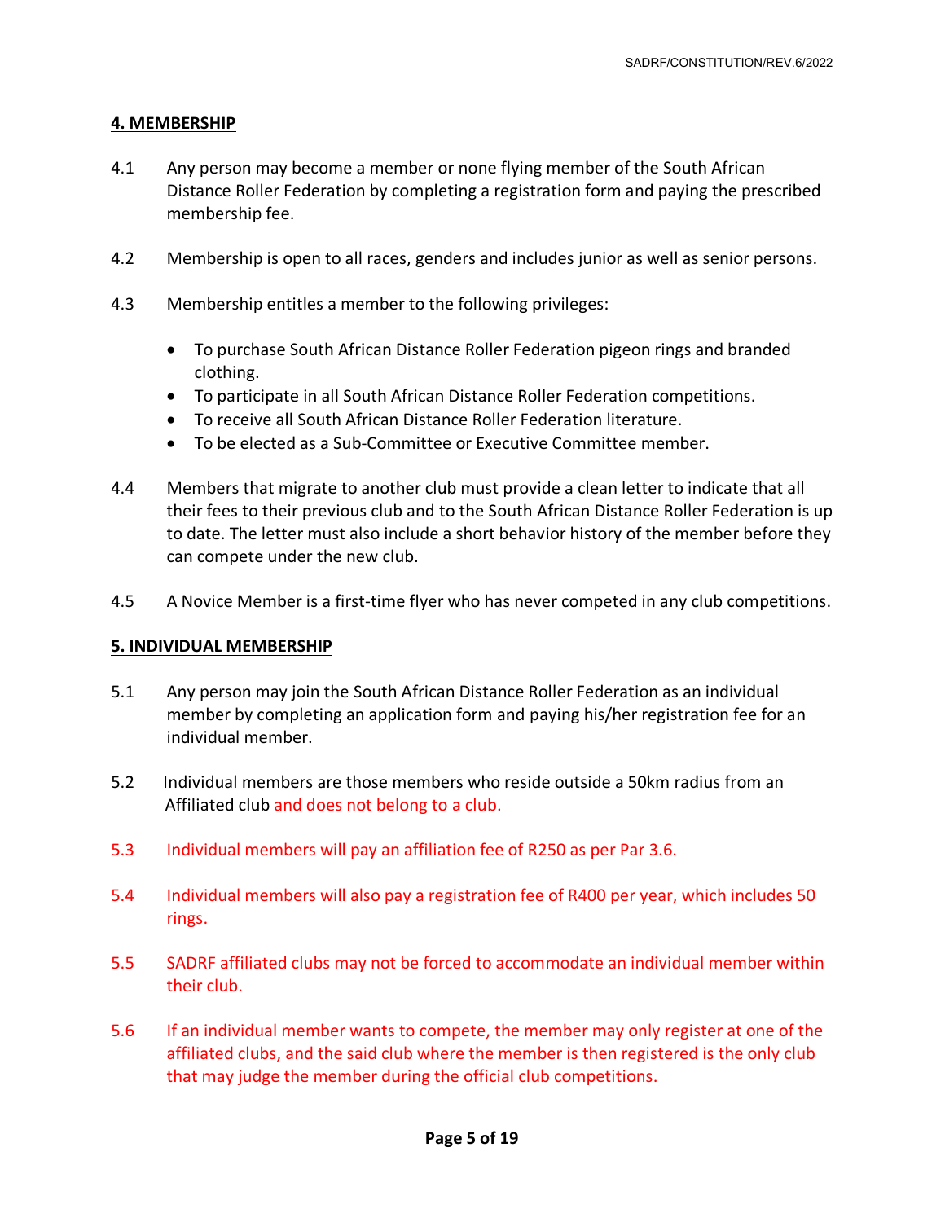## 4. MEMBERSHIP

4.1 Any person may become a member or none flying member of the South African Distance Roller Federation by completing a registration form and paying the prescribed membership fee.

4.2 Membership is open to all races, genders and includes junior as well as senior persons.

4.3 Membership entitles a member to the following privileges:

- To purchase South African Distance Roller Federation pigeon rings and branded clothing.
- To participate in all South African Distance Roller Federation competitions.
- To receive all South African Distance Roller Federation literature.
- To be elected as a Sub-Committee or Executive Committee member.

4.4 Members that migrate to another club must provide a clean letter to indicate that all their fees to their previous club and to the South African Distance Roller Federation is up to date. The letter must also include a short behavior history of the member before they can compete under the new club.

4.5 A Novice Member is a first-time flyer who has never competed in any club competitions.

## 5. INDIVIDUAL MEMBERSHIP

5.1 Any person may join the South African Distance Roller Federation as an individual member by completing an application form and paying his/her registration fee for an individual member.

5.2 Individual members are those members who reside outside a 50km radius from an Affiliated club and does not belong to a club.

5.3 Individual members will pay an affiliation fee of R250 as per Par 3.6.

5.4 Individual members will also pay a registration fee of R400 per year, which includes 50 rings.

5.5 SADRF affiliated clubs may not be forced to accommodate an individual member within their club.

5.6 If an individual member wants to compete, the member may only register at one of the affiliated clubs, and the said club where the member is then registered is the only club that may judge the member during the official club competitions.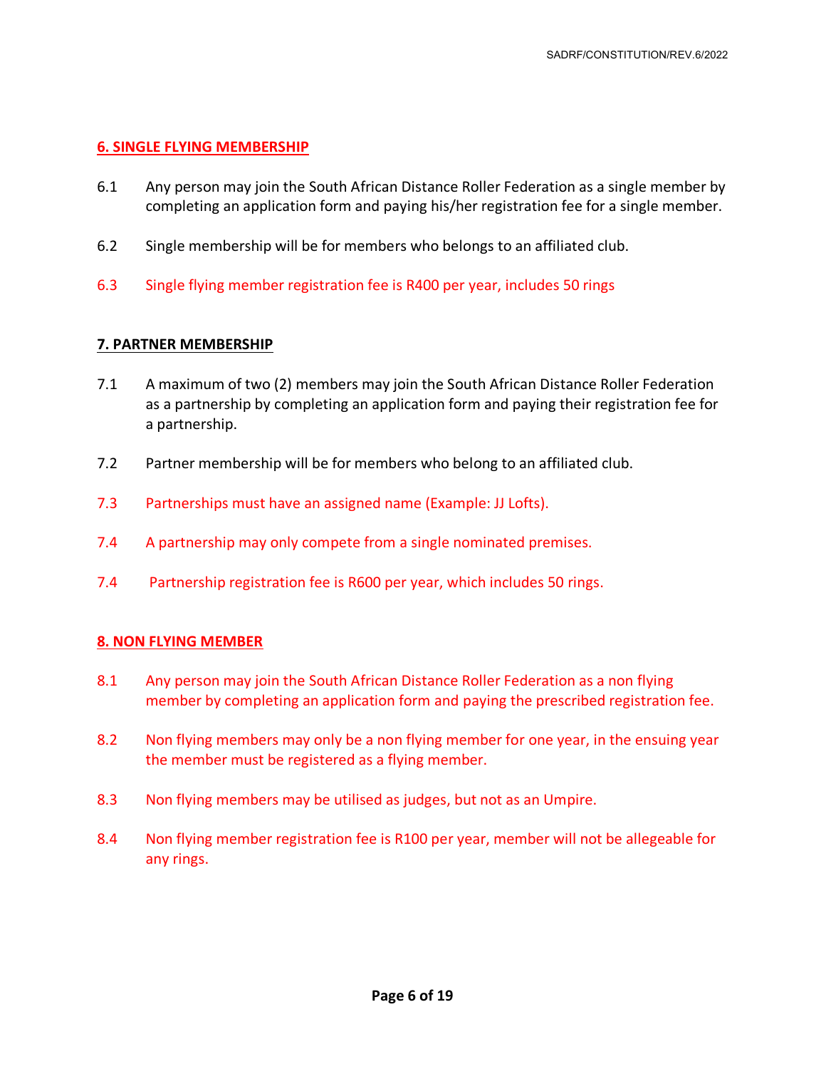## 6. SINGLE FLYING MEMBERSHIP

6.1 Any person may join the South African Distance Roller Federation as a single member by completing an application form and paying his/her registration fee for a single member.

6.2 Single membership will be for members who belongs to an affiliated club.

6.3 Single flying member registration fee is R400 per year, includes 50 rings

## 7. PARTNER MEMBERSHIP

7.1 A maximum of two (2) members may join the South African Distance Roller Federation as a partnership by completing an application form and paying their registration fee for a partnership.

7.2 Partner membership will be for members who belong to an affiliated club.

7.3 Partnerships must have an assigned name (Example: JJ Lofts).

7.4 A partnership may only compete from a single nominated premises.

7.4 Partnership registration fee is R600 per year, which includes 50 rings.

## 8. NON FLYING MEMBER

8.1 Any person may join the South African Distance Roller Federation as a non flying member by completing an application form and paying the prescribed registration fee.

8.2 Non flying members may only be a non flying member for one year, in the ensuing year the member must be registered as a flying member.

8.3 Non flying members may be utilised as judges, but not as an Umpire.

8.4 Non flying member registration fee is R100 per year, member will not be allegeable for any rings.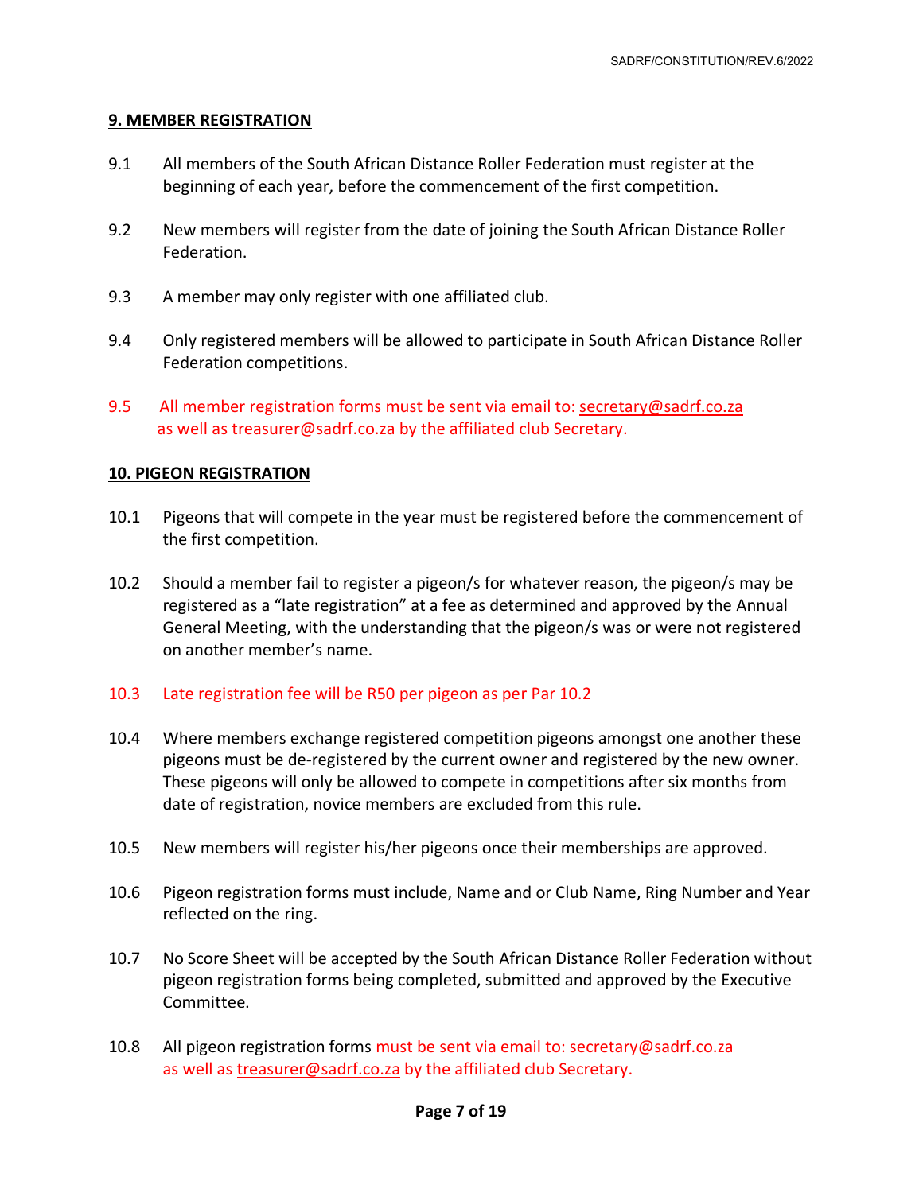## 9. MEMBER REGISTRATION

9.1 All members of the South African Distance Roller Federation must register at the beginning of each year, before the commencement of the first competition.

9.2 New members will register from the date of joining the South African Distance Roller Federation.

9.3 A member may only register with one affiliated club.

9.4 Only registered members will be allowed to participate in South African Distance Roller Federation competitions.

9.5 All member registration forms must be sent via email to: secretary@sadrf.co.za as well as treasurer@sadrf.co.za by the affiliated club Secretary.

## 10. PIGEON REGISTRATION

10.1 Pigeons that will compete in the year must be registered before the commencement of the first competition.

10.2 Should a member fail to register a pigeon/s for whatever reason, the pigeon/s may be registered as a "late registration" at a fee as determined and approved by the Annual General Meeting, with the understanding that the pigeon/s was or were not registered on another member's name.

10.3 Late registration fee will be R50 per pigeon as per Par 10.2

10.4 Where members exchange registered competition pigeons amongst one another these pigeons must be de-registered by the current owner and registered by the new owner. These pigeons will only be allowed to compete in competitions after six months from date of registration, novice members are excluded from this rule.

10.5 New members will register his/her pigeons once their memberships are approved.

10.6 Pigeon registration forms must include, Name and or Club Name, Ring Number and Year reflected on the ring.

10.7 No Score Sheet will be accepted by the South African Distance Roller Federation without pigeon registration forms being completed, submitted and approved by the Executive Committee.

10.8 All pigeon registration forms must be sent via email to: secretary@sadrf.co.za as well as treasurer@sadrf.co.za by the affiliated club Secretary.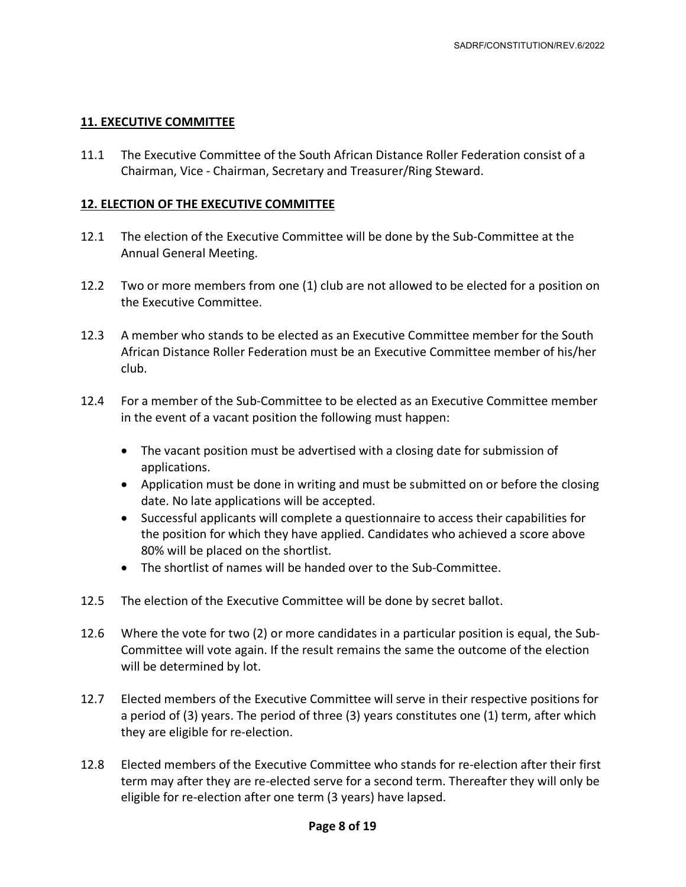## 11. EXECUTIVE COMMITTEE

11.1 The Executive Committee of the South African Distance Roller Federation consist of a Chairman, Vice - Chairman, Secretary and Treasurer/Ring Steward.

## 12. ELECTION OF THE EXECUTIVE COMMITTEE

12.1 The election of the Executive Committee will be done by the Sub-Committee at the Annual General Meeting.

12.2 Two or more members from one (1) club are not allowed to be elected for a position on the Executive Committee.

12.3 A member who stands to be elected as an Executive Committee member for the South African Distance Roller Federation must be an Executive Committee member of his/her club.

12.4 For a member of the Sub-Committee to be elected as an Executive Committee member in the event of a vacant position the following must happen:

- The vacant position must be advertised with a closing date for submission of applications.
- Application must be done in writing and must be submitted on or before the closing date. No late applications will be accepted.
- Successful applicants will complete a questionnaire to access their capabilities for the position for which they have applied. Candidates who achieved a score above 80% will be placed on the shortlist.
- The shortlist of names will be handed over to the Sub-Committee.

12.5 The election of the Executive Committee will be done by secret ballot.

12.6 Where the vote for two (2) or more candidates in a particular position is equal, the Sub-Committee will vote again. If the result remains the same the outcome of the election will be determined by lot.

12.7 Elected members of the Executive Committee will serve in their respective positions for a period of (3) years. The period of three (3) years constitutes one (1) term, after which they are eligible for re-election.

12.8 Elected members of the Executive Committee who stands for re-election after their first term may after they are re-elected serve for a second term. Thereafter they will only be eligible for re-election after one term (3 years) have lapsed.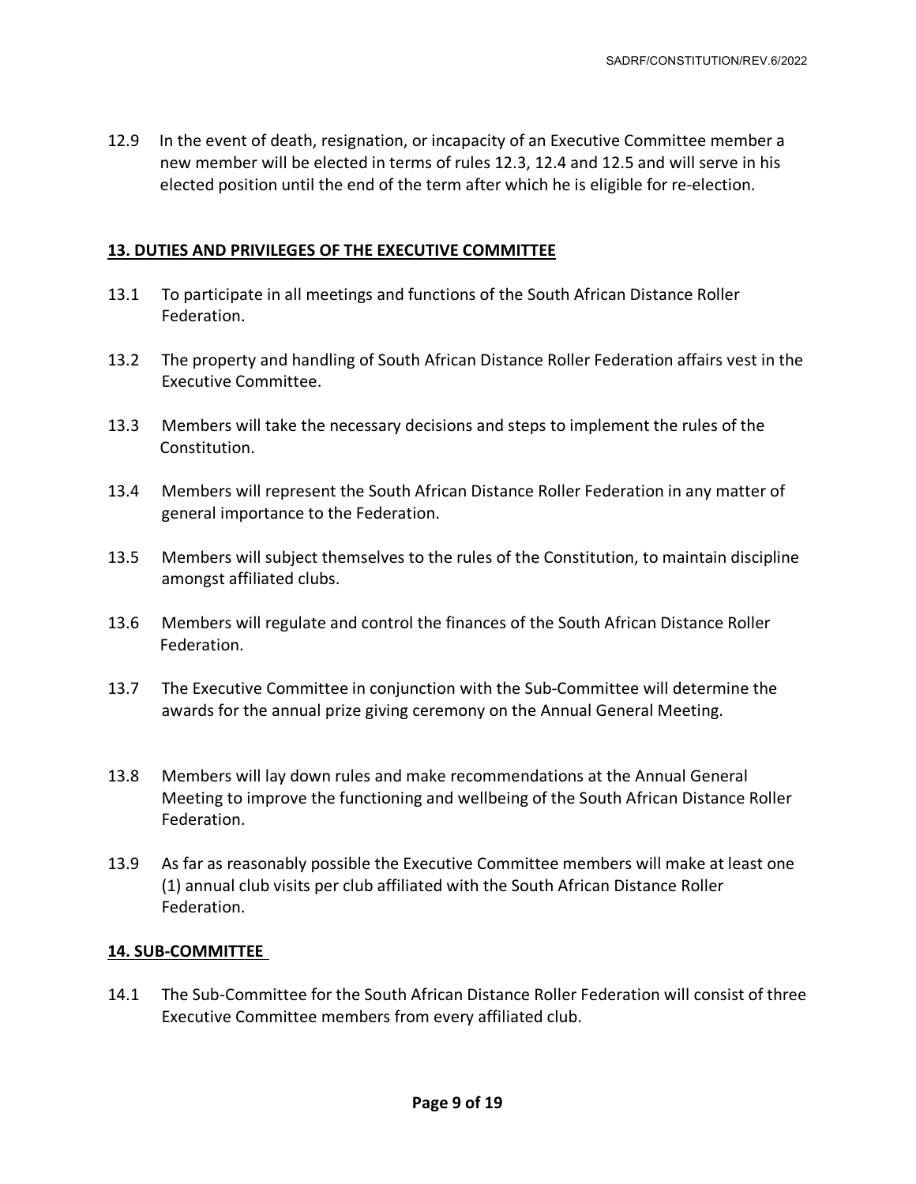12.9 In the event of death, resignation, or incapacity of an Executive Committee member a new member will be elected in terms of rules 12.3, 12.4 and 12.5 and will serve in his elected position until the end of the term after which he is eligible for re-election.

## 13. DUTIES AND PRIVILEGES OF THE EXECUTIVE COMMITTEE

13.1 To participate in all meetings and functions of the South African Distance Roller Federation.

13.2 The property and handling of South African Distance Roller Federation affairs vest in the Executive Committee.

13.3 Members will take the necessary decisions and steps to implement the rules of the Constitution.

13.4 Members will represent the South African Distance Roller Federation in any matter of general importance to the Federation.

13.5 Members will subject themselves to the rules of the Constitution, to maintain discipline amongst affiliated clubs.

13.6 Members will regulate and control the finances of the South African Distance Roller Federation.

13.7 The Executive Committee in conjunction with the Sub-Committee will determine the awards for the annual prize giving ceremony on the Annual General Meeting.

13.8 Members will lay down rules and make recommendations at the Annual General Meeting to improve the functioning and wellbeing of the South African Distance Roller Federation.

13.9 As far as reasonably possible the Executive Committee members will make at least one (1) annual club visits per club affiliated with the South African Distance Roller Federation.

## 14. SUB-COMMITTEE

14.1 The Sub-Committee for the South African Distance Roller Federation will consist of three Executive Committee members from every affiliated club.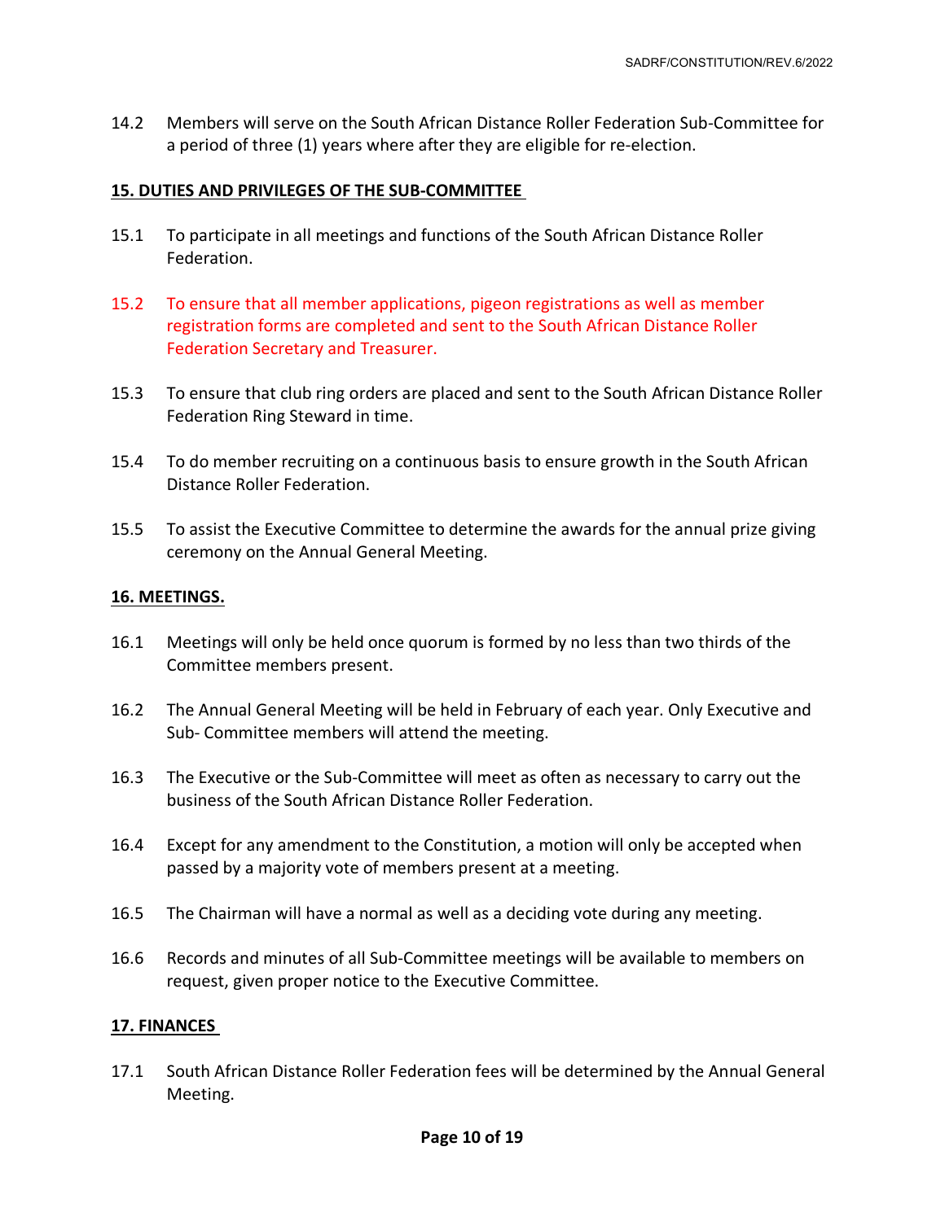14.2 Members will serve on the South African Distance Roller Federation Sub-Committee for a period of three (1) years where after they are eligible for re-election.

## 15. DUTIES AND PRIVILEGES OF THE SUB-COMMITTEE

15.1 To participate in all meetings and functions of the South African Distance Roller Federation.

15.2 To ensure that all member applications, pigeon registrations as well as member registration forms are completed and sent to the South African Distance Roller Federation Secretary and Treasurer.

15.3 To ensure that club ring orders are placed and sent to the South African Distance Roller Federation Ring Steward in time.

15.4 To do member recruiting on a continuous basis to ensure growth in the South African Distance Roller Federation.

15.5 To assist the Executive Committee to determine the awards for the annual prize giving ceremony on the Annual General Meeting.

## 16. MEETINGS.

16.1 Meetings will only be held once quorum is formed by no less than two thirds of the Committee members present.

16.2 The Annual General Meeting will be held in February of each year. Only Executive and Sub- Committee members will attend the meeting.

16.3 The Executive or the Sub-Committee will meet as often as necessary to carry out the business of the South African Distance Roller Federation.

16.4 Except for any amendment to the Constitution, a motion will only be accepted when passed by a majority vote of members present at a meeting.

16.5 The Chairman will have a normal as well as a deciding vote during any meeting.

16.6 Records and minutes of all Sub-Committee meetings will be available to members on request, given proper notice to the Executive Committee.

## 17. FINANCES

17.1 South African Distance Roller Federation fees will be determined by the Annual General Meeting.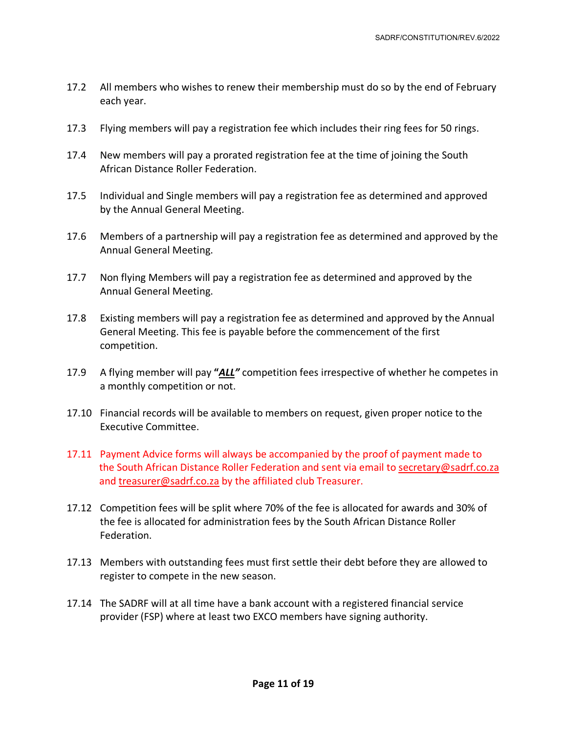17.2 All members who wishes to renew their membership must do so by the end of February each year.

17.3 Flying members will pay a registration fee which includes their ring fees for 50 rings.

17.4 New members will pay a prorated registration fee at the time of joining the South African Distance Roller Federation.

17.5 Individual and Single members will pay a registration fee as determined and approved by the Annual General Meeting.

17.6 Members of a partnership will pay a registration fee as determined and approved by the Annual General Meeting.

17.7 Non flying Members will pay a registration fee as determined and approved by the Annual General Meeting.

17.8 Existing members will pay a registration fee as determined and approved by the Annual General Meeting. This fee is payable before the commencement of the first competition.

17.9 A flying member will pay **"*<u>ALL</u>*"** competition fees irrespective of whether he competes in a monthly competition or not.

17.10 Financial records will be available to members on request, given proper notice to the Executive Committee.

17.11 Payment Advice forms will always be accompanied by the proof of payment made to the South African Distance Roller Federation and sent via email to secretary@sadrf.co.za and treasurer@sadrf.co.za by the affiliated club Treasurer.

17.12 Competition fees will be split where 70% of the fee is allocated for awards and 30% of the fee is allocated for administration fees by the South African Distance Roller Federation.

17.13 Members with outstanding fees must first settle their debt before they are allowed to register to compete in the new season.

17.14 The SADRF will at all time have a bank account with a registered financial service provider (FSP) where at least two EXCO members have signing authority.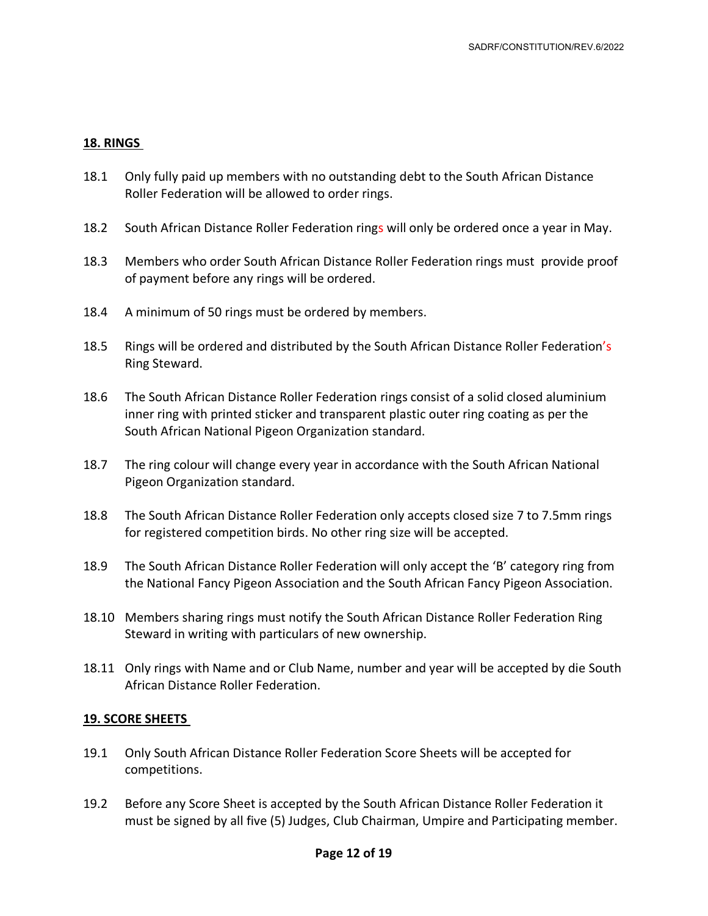## 18. RINGS

18.1 Only fully paid up members with no outstanding debt to the South African Distance Roller Federation will be allowed to order rings.

18.2 South African Distance Roller Federation rings will only be ordered once a year in May.

18.3 Members who order South African Distance Roller Federation rings must provide proof of payment before any rings will be ordered.

18.4 A minimum of 50 rings must be ordered by members.

18.5 Rings will be ordered and distributed by the South African Distance Roller Federation's Ring Steward.

18.6 The South African Distance Roller Federation rings consist of a solid closed aluminium inner ring with printed sticker and transparent plastic outer ring coating as per the South African National Pigeon Organization standard.

18.7 The ring colour will change every year in accordance with the South African National Pigeon Organization standard.

18.8 The South African Distance Roller Federation only accepts closed size 7 to 7.5mm rings for registered competition birds. No other ring size will be accepted.

18.9 The South African Distance Roller Federation will only accept the 'B' category ring from the National Fancy Pigeon Association and the South African Fancy Pigeon Association.

18.10 Members sharing rings must notify the South African Distance Roller Federation Ring Steward in writing with particulars of new ownership.

18.11 Only rings with Name and or Club Name, number and year will be accepted by die South African Distance Roller Federation.

## 19. SCORE SHEETS

19.1 Only South African Distance Roller Federation Score Sheets will be accepted for competitions.

19.2 Before any Score Sheet is accepted by the South African Distance Roller Federation it must be signed by all five (5) Judges, Club Chairman, Umpire and Participating member.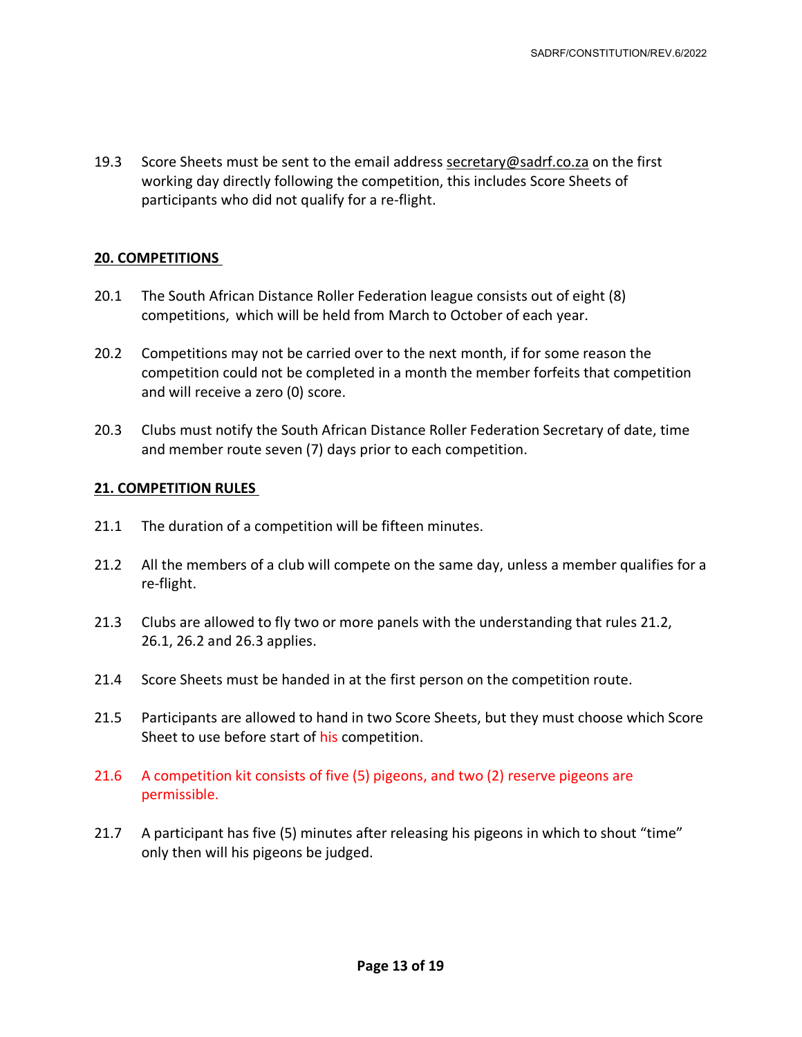19.3 Score Sheets must be sent to the email address secretary@sadrf.co.za on the first working day directly following the competition, this includes Score Sheets of participants who did not qualify for a re-flight.

## 20. COMPETITIONS

20.1 The South African Distance Roller Federation league consists out of eight (8) competitions, which will be held from March to October of each year.

20.2 Competitions may not be carried over to the next month, if for some reason the competition could not be completed in a month the member forfeits that competition and will receive a zero (0) score.

20.3 Clubs must notify the South African Distance Roller Federation Secretary of date, time and member route seven (7) days prior to each competition.

## 21. COMPETITION RULES

21.1 The duration of a competition will be fifteen minutes.

21.2 All the members of a club will compete on the same day, unless a member qualifies for a re-flight.

21.3 Clubs are allowed to fly two or more panels with the understanding that rules 21.2, 26.1, 26.2 and 26.3 applies.

21.4 Score Sheets must be handed in at the first person on the competition route.

21.5 Participants are allowed to hand in two Score Sheets, but they must choose which Score Sheet to use before start of his competition.

21.6 A competition kit consists of five (5) pigeons, and two (2) reserve pigeons are permissible.

21.7 A participant has five (5) minutes after releasing his pigeons in which to shout "time" only then will his pigeons be judged.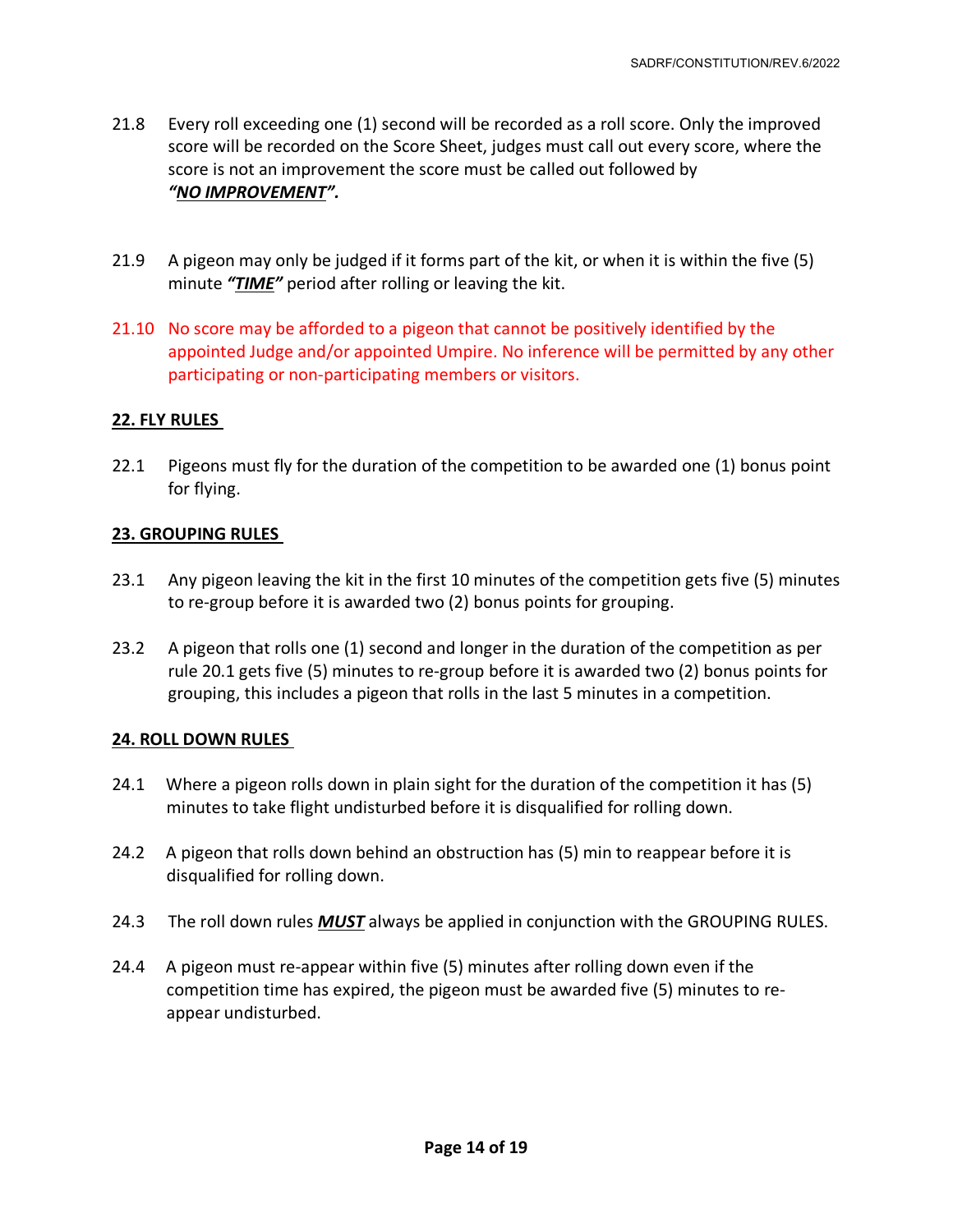21.8 Every roll exceeding one (1) second will be recorded as a roll score. Only the improved score will be recorded on the Score Sheet, judges must call out every score, where the score is not an improvement the score must be called out followed by ***"NO IMPROVEMENT".***

21.9 A pigeon may only be judged if it forms part of the kit, or when it is within the five (5) minute ***"TIME"*** period after rolling or leaving the kit.

21.10 No score may be afforded to a pigeon that cannot be positively identified by the appointed Judge and/or appointed Umpire. No inference will be permitted by any other participating or non-participating members or visitors.

## 22. FLY RULES

22.1 Pigeons must fly for the duration of the competition to be awarded one (1) bonus point for flying.

## 23. GROUPING RULES

23.1 Any pigeon leaving the kit in the first 10 minutes of the competition gets five (5) minutes to re-group before it is awarded two (2) bonus points for grouping.

23.2 A pigeon that rolls one (1) second and longer in the duration of the competition as per rule 20.1 gets five (5) minutes to re-group before it is awarded two (2) bonus points for grouping, this includes a pigeon that rolls in the last 5 minutes in a competition.

## 24. ROLL DOWN RULES

24.1 Where a pigeon rolls down in plain sight for the duration of the competition it has (5) minutes to take flight undisturbed before it is disqualified for rolling down.

24.2 A pigeon that rolls down behind an obstruction has (5) min to reappear before it is disqualified for rolling down.

24.3 The roll down rules ***MUST*** always be applied in conjunction with the GROUPING RULES.

24.4 A pigeon must re-appear within five (5) minutes after rolling down even if the competition time has expired, the pigeon must be awarded five (5) minutes to re-appear undisturbed.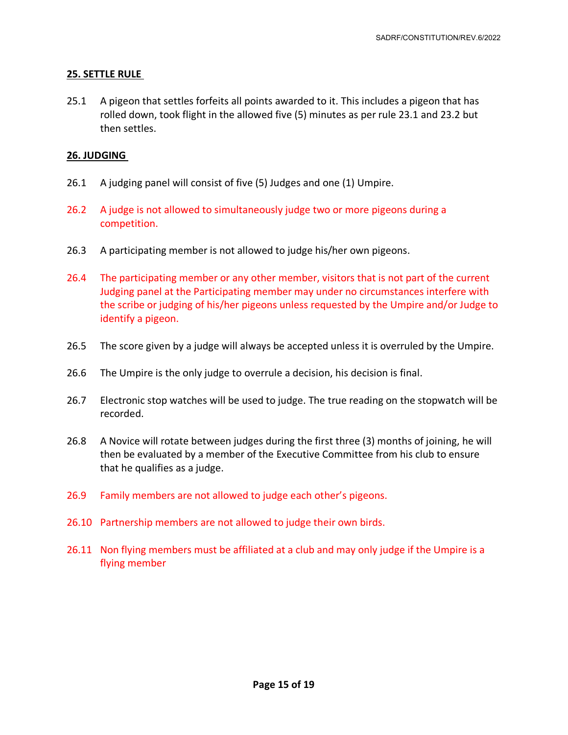## 25. SETTLE RULE

25.1 A pigeon that settles forfeits all points awarded to it. This includes a pigeon that has rolled down, took flight in the allowed five (5) minutes as per rule 23.1 and 23.2 but then settles.

## 26. JUDGING

26.1 A judging panel will consist of five (5) Judges and one (1) Umpire.

26.2 A judge is not allowed to simultaneously judge two or more pigeons during a competition.

26.3 A participating member is not allowed to judge his/her own pigeons.

26.4 The participating member or any other member, visitors that is not part of the current Judging panel at the Participating member may under no circumstances interfere with the scribe or judging of his/her pigeons unless requested by the Umpire and/or Judge to identify a pigeon.

26.5 The score given by a judge will always be accepted unless it is overruled by the Umpire.

26.6 The Umpire is the only judge to overrule a decision, his decision is final.

26.7 Electronic stop watches will be used to judge. The true reading on the stopwatch will be recorded.

26.8 A Novice will rotate between judges during the first three (3) months of joining, he will then be evaluated by a member of the Executive Committee from his club to ensure that he qualifies as a judge.

26.9 Family members are not allowed to judge each other's pigeons.

26.10 Partnership members are not allowed to judge their own birds.

26.11 Non flying members must be affiliated at a club and may only judge if the Umpire is a flying member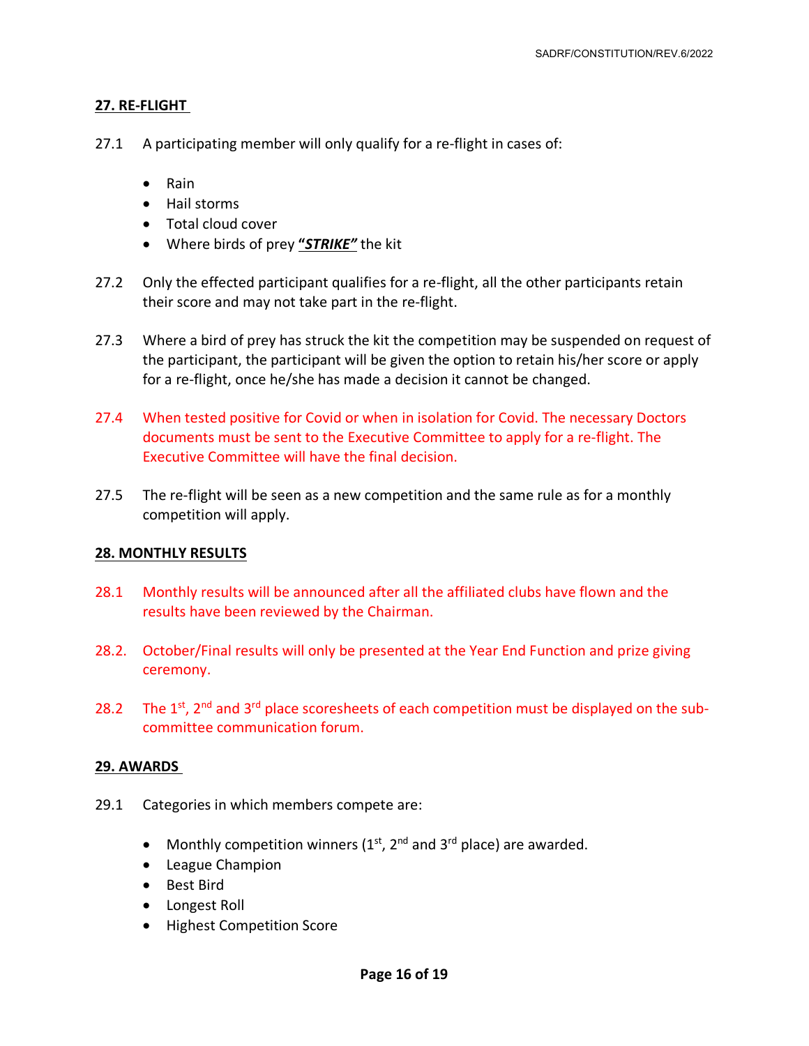## 27. RE-FLIGHT

27.1 A participating member will only qualify for a re-flight in cases of:

- Rain
- Hail storms
- Total cloud cover
- Where birds of prey ***"STRIKE"*** the kit

27.2 Only the effected participant qualifies for a re-flight, all the other participants retain their score and may not take part in the re-flight.

27.3 Where a bird of prey has struck the kit the competition may be suspended on request of the participant, the participant will be given the option to retain his/her score or apply for a re-flight, once he/she has made a decision it cannot be changed.

27.4 When tested positive for Covid or when in isolation for Covid. The necessary Doctors documents must be sent to the Executive Committee to apply for a re-flight. The Executive Committee will have the final decision.

27.5 The re-flight will be seen as a new competition and the same rule as for a monthly competition will apply.

## 28. MONTHLY RESULTS

28.1 Monthly results will be announced after all the affiliated clubs have flown and the results have been reviewed by the Chairman.

28.2. October/Final results will only be presented at the Year End Function and prize giving ceremony.

28.2 The 1st, 2nd and 3rd place scoresheets of each competition must be displayed on the sub-committee communication forum.

## 29. AWARDS

29.1 Categories in which members compete are:

- Monthly competition winners (1st, 2nd and 3rd place) are awarded.
- League Champion
- Best Bird
- Longest Roll
- Highest Competition Score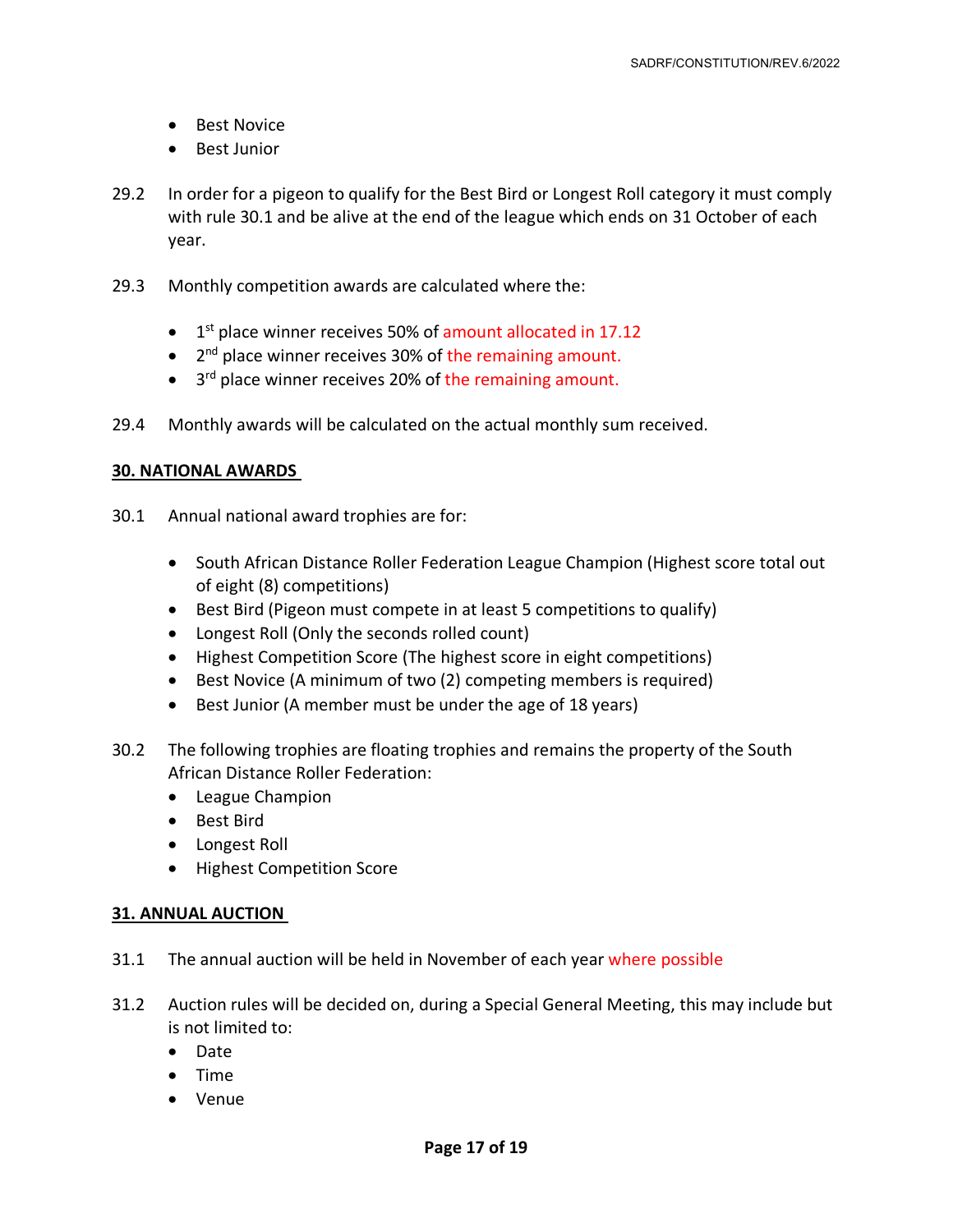- Best Novice
- Best Junior

29.2 In order for a pigeon to qualify for the Best Bird or Longest Roll category it must comply with rule 30.1 and be alive at the end of the league which ends on 31 October of each year.

29.3 Monthly competition awards are calculated where the:

- 1st place winner receives 50% of amount allocated in 17.12
- 2nd place winner receives 30% of the remaining amount.
- 3rd place winner receives 20% of the remaining amount.

29.4 Monthly awards will be calculated on the actual monthly sum received.

## 30. NATIONAL AWARDS

30.1 Annual national award trophies are for:

- South African Distance Roller Federation League Champion (Highest score total out of eight (8) competitions)
- Best Bird (Pigeon must compete in at least 5 competitions to qualify)
- Longest Roll (Only the seconds rolled count)
- Highest Competition Score (The highest score in eight competitions)
- Best Novice (A minimum of two (2) competing members is required)
- Best Junior (A member must be under the age of 18 years)

30.2 The following trophies are floating trophies and remains the property of the South African Distance Roller Federation:

- League Champion
- Best Bird
- Longest Roll
- Highest Competition Score

## 31. ANNUAL AUCTION

31.1 The annual auction will be held in November of each year where possible

31.2 Auction rules will be decided on, during a Special General Meeting, this may include but is not limited to:

- Date
- Time
- Venue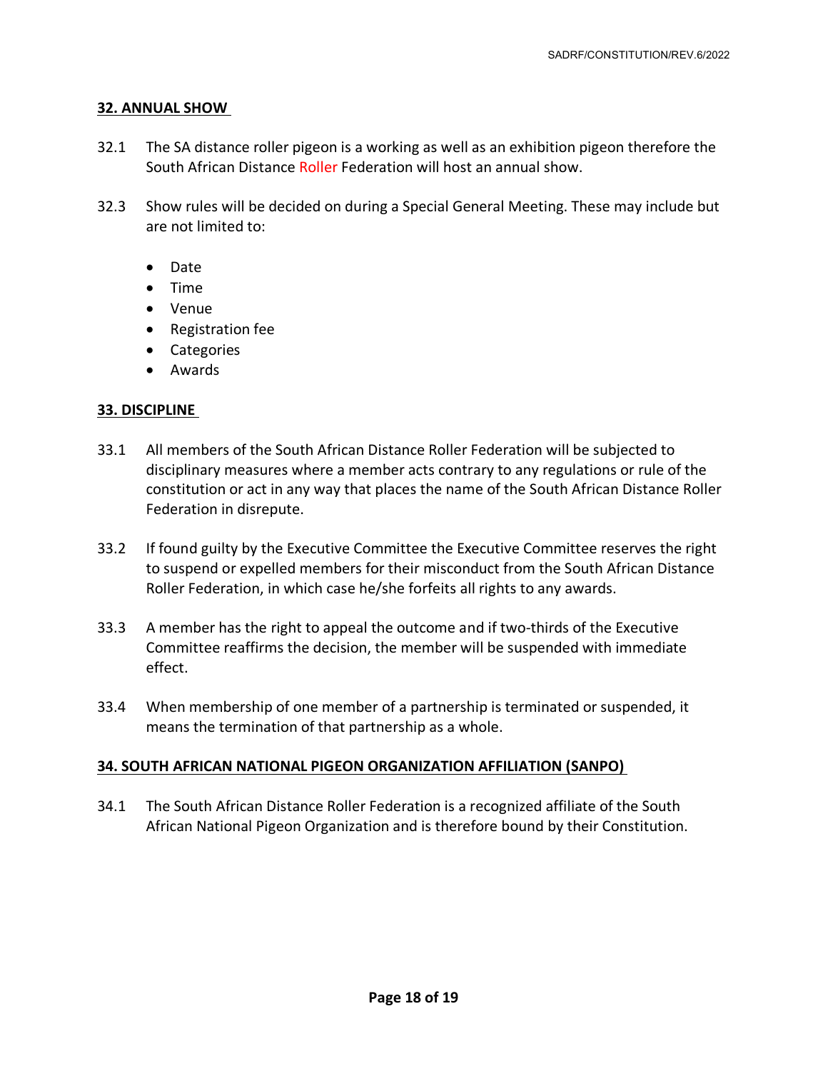## 32. ANNUAL SHOW

32.1 The SA distance roller pigeon is a working as well as an exhibition pigeon therefore the South African Distance Roller Federation will host an annual show.

32.3 Show rules will be decided on during a Special General Meeting. These may include but are not limited to:

- Date
- Time
- Venue
- Registration fee
- Categories
- Awards

## 33. DISCIPLINE

33.1 All members of the South African Distance Roller Federation will be subjected to disciplinary measures where a member acts contrary to any regulations or rule of the constitution or act in any way that places the name of the South African Distance Roller Federation in disrepute.

33.2 If found guilty by the Executive Committee the Executive Committee reserves the right to suspend or expelled members for their misconduct from the South African Distance Roller Federation, in which case he/she forfeits all rights to any awards.

33.3 A member has the right to appeal the outcome and if two-thirds of the Executive Committee reaffirms the decision, the member will be suspended with immediate effect.

33.4 When membership of one member of a partnership is terminated or suspended, it means the termination of that partnership as a whole.

## 34. SOUTH AFRICAN NATIONAL PIGEON ORGANIZATION AFFILIATION (SANPO)

34.1 The South African Distance Roller Federation is a recognized affiliate of the South African National Pigeon Organization and is therefore bound by their Constitution.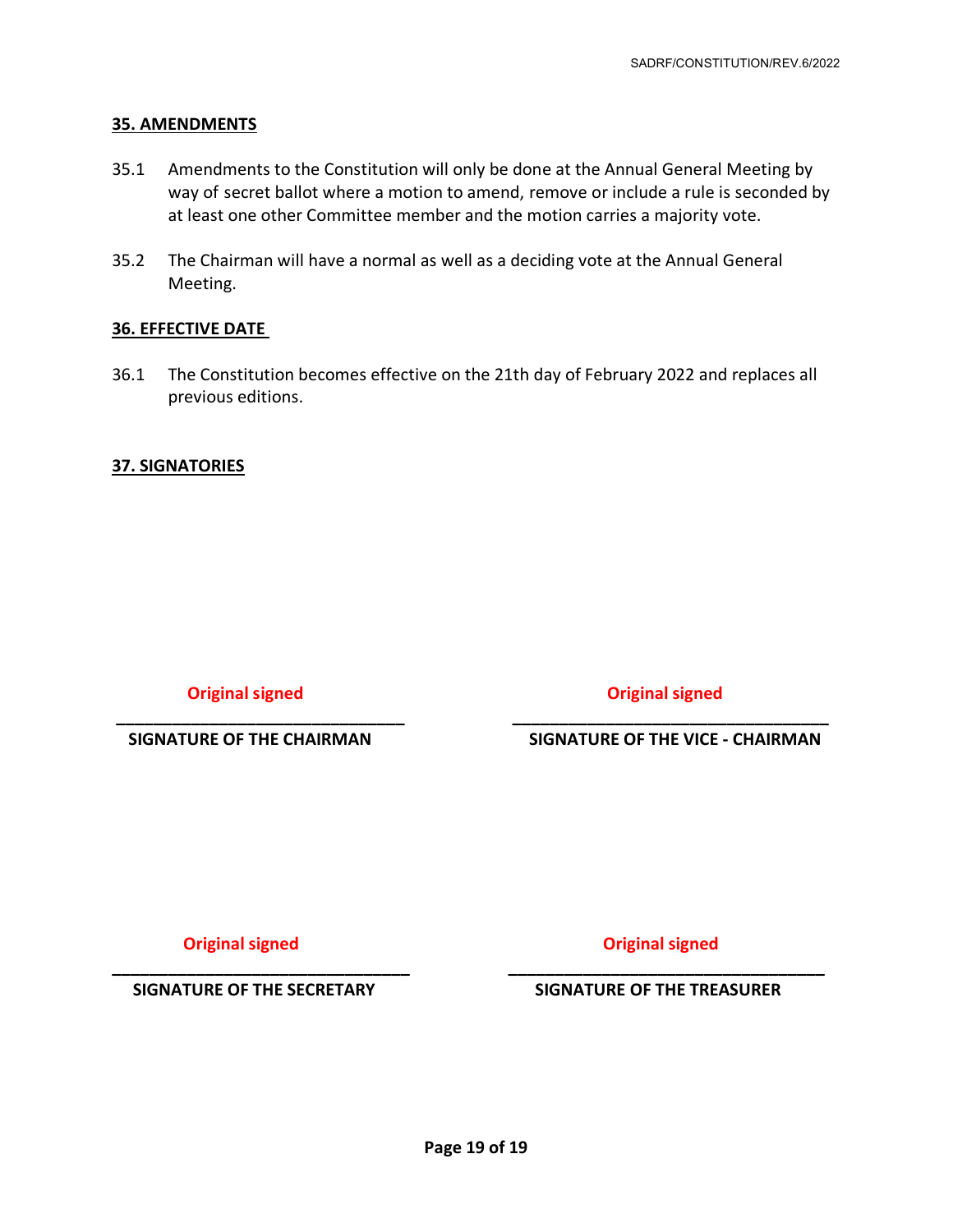## 35. AMENDMENTS

35.1 Amendments to the Constitution will only be done at the Annual General Meeting by way of secret ballot where a motion to amend, remove or include a rule is seconded by at least one other Committee member and the motion carries a majority vote.

35.2 The Chairman will have a normal as well as a deciding vote at the Annual General Meeting.

## 36. EFFECTIVE DATE

36.1 The Constitution becomes effective on the 21th day of February 2022 and replaces all previous editions.

## 37. SIGNATORIES

Original signed

\_\_\_\_\_\_\_\_\_\_\_\_\_\_\_\_\_\_\_\_\_\_\_\_\_\_\_\_\_\_

**SIGNATURE OF THE CHAIRMAN**

Original signed

\_\_\_\_\_\_\_\_\_\_\_\_\_\_\_\_\_\_\_\_\_\_\_\_\_\_\_\_\_\_

**SIGNATURE OF THE VICE - CHAIRMAN**

Original signed

\_\_\_\_\_\_\_\_\_\_\_\_\_\_\_\_\_\_\_\_\_\_\_\_\_\_\_\_\_\_

**SIGNATURE OF THE SECRETARY**

Original signed

\_\_\_\_\_\_\_\_\_\_\_\_\_\_\_\_\_\_\_\_\_\_\_\_\_\_\_\_\_\_

**SIGNATURE OF THE TREASURER**